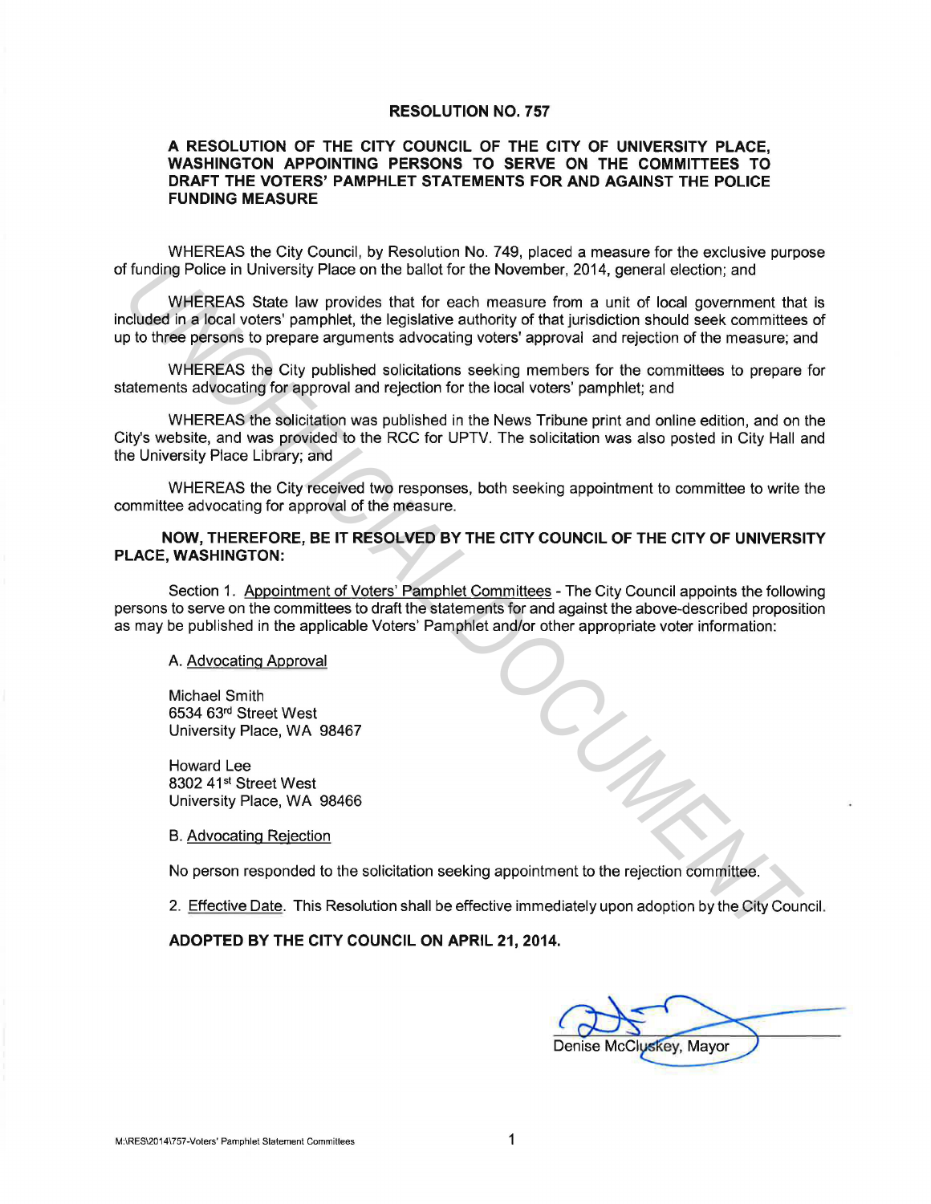# RESOLUTION NO. 757

## A RESOLUTION OF THE CITY COUNCIL OF THE CITY OF UNIVERSITY PLACE, WASHINGTON APPOINTING PERSONS TO SERVE ON THE COMMITTEES TO DRAFT THE VOTERS' PAMPHLET STATEMENTS FOR AND AGAINST THE POLICE FUNDING MEASURE

WHEREAS the City Council, by Resolution No. 749, placed a measure for the exclusive purpose of funding Police in University Place on the ballot for the November, 2014, general election; and

WHEREAS State law provides that for each measure from a unit of local government that is included in a local voters' pamphlet, the legislative authority of that jurisdiction should seek committees of up to three persons to prepare arguments advocating voters' approval and rejection of the measure; and

WHEREAS the City published solicitations seeking members for the committees to prepare for statements advocating for approval and rejection for the local voters' pamphlet; and

WHEREAS the solicitation was published in the News Tribune print and online edition, and on the City's website, and was provided to the RCC for UPTV. The solicitation was also posted in City Hall and the University Place Library; and

WHEREAS the City received two responses, both seeking appointment to committee to write the committee advocating for approval of the measure.

**NOW, THEREFORE, BE IT RESOLVED BY THE CITY COUNCIL OF THE CITY OF UNIVERSITY PLACE, WASHINGTON:**

Section 1. Appointment of Voters' Pamphlet Committees - The City Council appoints the following persons to serve on the committees to draft the statements for and against the above-described proposition as may be published in the applicable Voters' Pamphlet and/or other appropriate voter information:

A. Advocating Approval

Michael Smith
6534 63rd Street West
University Place, WA 98467

Howard Lee
8302 41st Street West
University Place, WA 98466

B. Advocating Rejection

No person responded to the solicitation seeking appointment to the rejection committee.

2. Effective Date. This Resolution shall be effective immediately upon adoption by the City Council.

**ADOPTED BY THE CITY COUNCIL ON APRIL 21, 2014.**

Denise McCluskey, Mayor

M:\RES\2014\757-Voters' Pamphlet Statement Committees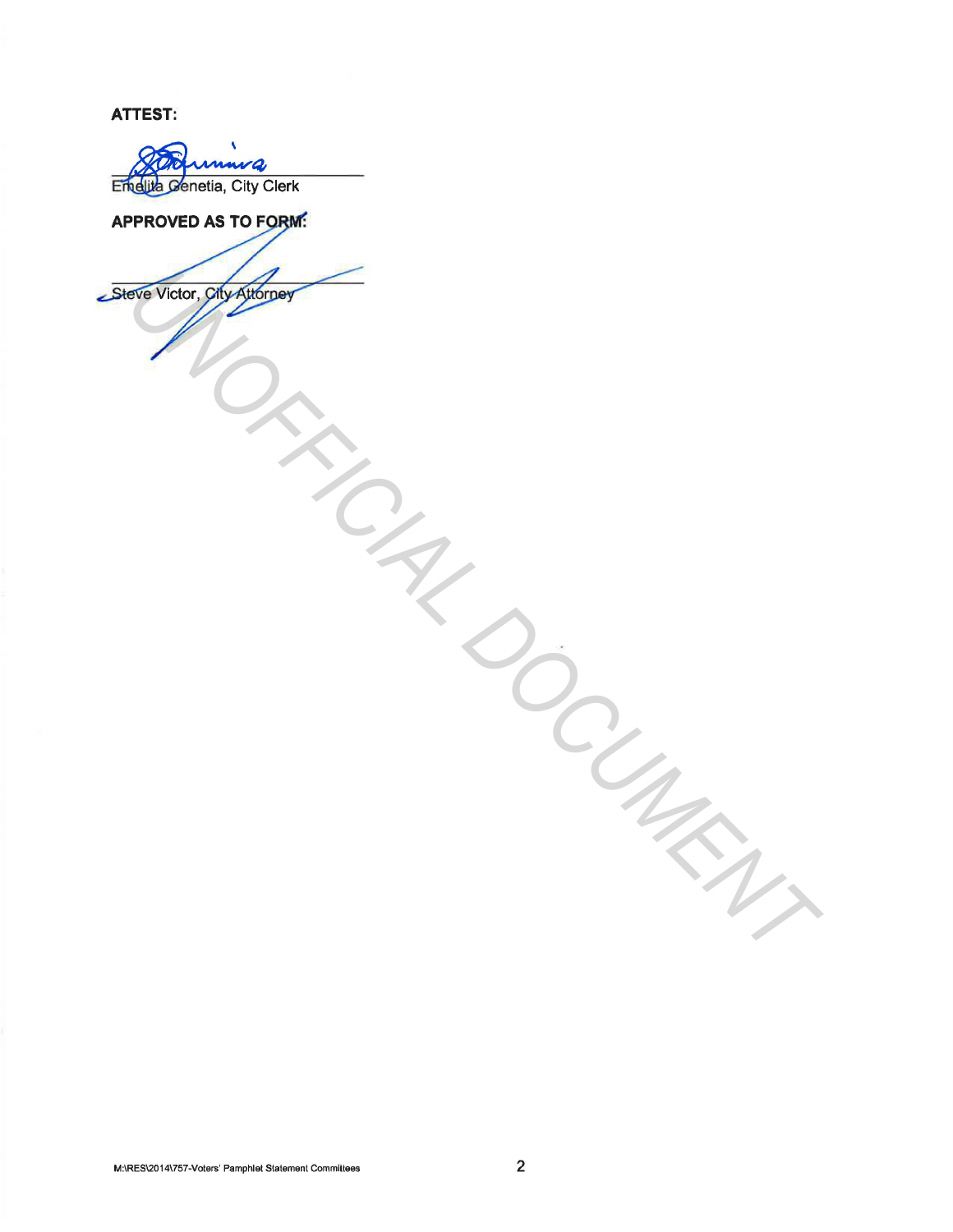**ATTEST:**

Emelita Genetia, City Clerk

**APPROVED AS TO FORM:**

Steve Victor, City Attorney

UNOFFICIAL DOCUMENT

M:\RES\2014\757-Voters' Pamphlet Statement Committees